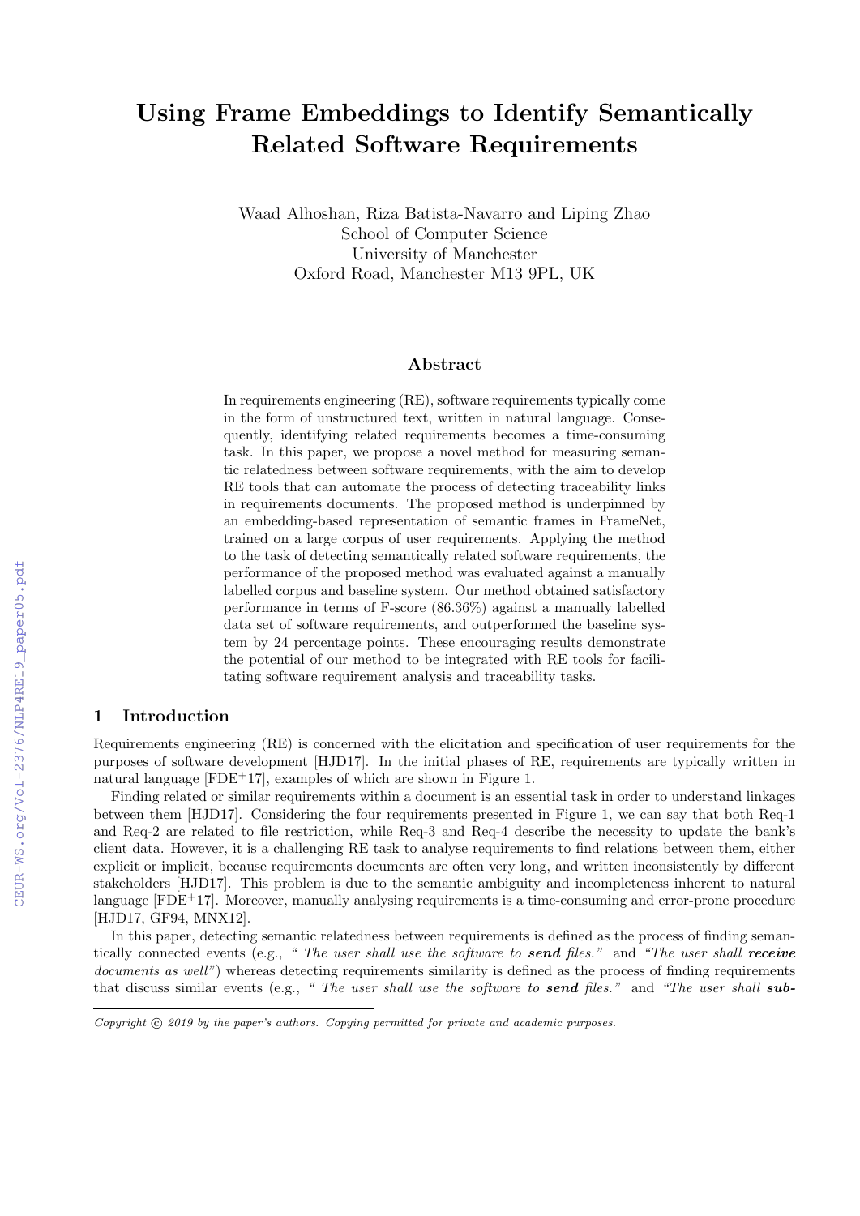# Using Frame Embeddings to Identify Semantically Related Software Requirements

Waad Alhoshan, Riza Batista-Navarro and Liping Zhao
School of Computer Science
University of Manchester
Oxford Road, Manchester M13 9PL, UK

## Abstract

In requirements engineering (RE), software requirements typically come in the form of unstructured text, written in natural language. Consequently, identifying related requirements becomes a time-consuming task. In this paper, we propose a novel method for measuring semantic relatedness between software requirements, with the aim to develop RE tools that can automate the process of detecting traceability links in requirements documents. The proposed method is underpinned by an embedding-based representation of semantic frames in FrameNet, trained on a large corpus of user requirements. Applying the method to the task of detecting semantically related software requirements, the performance of the proposed method was evaluated against a manually labelled corpus and baseline system. Our method obtained satisfactory performance in terms of F-score (86.36%) against a manually labelled data set of software requirements, and outperformed the baseline system by 24 percentage points. These encouraging results demonstrate the potential of our method to be integrated with RE tools for facilitating software requirement analysis and traceability tasks.

## 1 Introduction

Requirements engineering (RE) is concerned with the elicitation and specification of user requirements for the purposes of software development [HJD17]. In the initial phases of RE, requirements are typically written in natural language [FDE+17], examples of which are shown in Figure 1.

Finding related or similar requirements within a document is an essential task in order to understand linkages between them [HJD17]. Considering the four requirements presented in Figure 1, we can say that both Req-1 and Req-2 are related to file restriction, while Req-3 and Req-4 describe the necessity to update the bank's client data. However, it is a challenging RE task to analyse requirements to find relations between them, either explicit or implicit, because requirements documents are often very long, and written inconsistently by different stakeholders [HJD17]. This problem is due to the semantic ambiguity and incompleteness inherent to natural language [FDE+17]. Moreover, manually analysing requirements is a time-consuming and error-prone procedure [HJD17, GF94, MNX12].

In this paper, detecting semantic relatedness between requirements is defined as the process of finding semantically connected events (e.g., *" The user shall use the software to* ***send*** *files."* and *"The user shall* ***receive*** *documents as well"*) whereas detecting requirements similarity is defined as the process of finding requirements that discuss similar events (e.g., *" The user shall use the software to* ***send*** *files."* and *"The user shall* ***sub-***

---

*Copyright © 2019 by the paper's authors. Copying permitted for private and academic purposes.*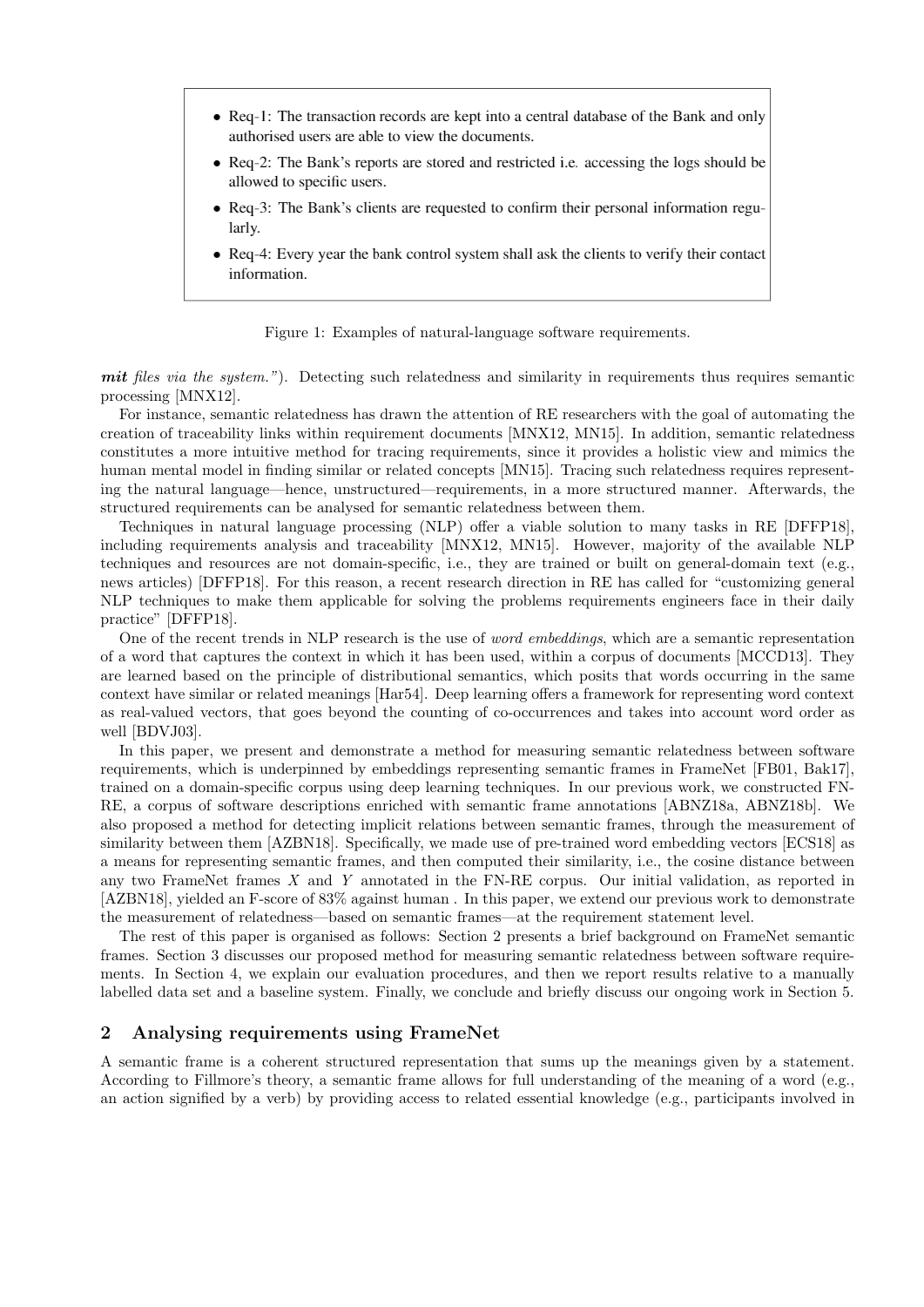- Req-1: The transaction records are kept into a central database of the Bank and only authorised users are able to view the documents.
- Req-2: The Bank's reports are stored and restricted i.e. accessing the logs should be allowed to specific users.
- Req-3: The Bank's clients are requested to confirm their personal information regularly.
- Req-4: Every year the bank control system shall ask the clients to verify their contact information.

Figure 1: Examples of natural-language software requirements.

***mit** files via the system."*). Detecting such relatedness and similarity in requirements thus requires semantic processing [MNX12].

For instance, semantic relatedness has drawn the attention of RE researchers with the goal of automating the creation of traceability links within requirement documents [MNX12, MN15]. In addition, semantic relatedness constitutes a more intuitive method for tracing requirements, since it provides a holistic view and mimics the human mental model in finding similar or related concepts [MN15]. Tracing such relatedness requires representing the natural language—hence, unstructured—requirements, in a more structured manner. Afterwards, the structured requirements can be analysed for semantic relatedness between them.

Techniques in natural language processing (NLP) offer a viable solution to many tasks in RE [DFFP18], including requirements analysis and traceability [MNX12, MN15]. However, majority of the available NLP techniques and resources are not domain-specific, i.e., they are trained or built on general-domain text (e.g., news articles) [DFFP18]. For this reason, a recent research direction in RE has called for "customizing general NLP techniques to make them applicable for solving the problems requirements engineers face in their daily practice" [DFFP18].

One of the recent trends in NLP research is the use of *word embeddings*, which are a semantic representation of a word that captures the context in which it has been used, within a corpus of documents [MCCD13]. They are learned based on the principle of distributional semantics, which posits that words occurring in the same context have similar or related meanings [Har54]. Deep learning offers a framework for representing word context as real-valued vectors, that goes beyond the counting of co-occurrences and takes into account word order as well [BDVJ03].

In this paper, we present and demonstrate a method for measuring semantic relatedness between software requirements, which is underpinned by embeddings representing semantic frames in FrameNet [FB01, Bak17], trained on a domain-specific corpus using deep learning techniques. In our previous work, we constructed FN-RE, a corpus of software descriptions enriched with semantic frame annotations [ABNZ18a, ABNZ18b]. We also proposed a method for detecting implicit relations between semantic frames, through the measurement of similarity between them [AZBN18]. Specifically, we made use of pre-trained word embedding vectors [ECS18] as a means for representing semantic frames, and then computed their similarity, i.e., the cosine distance between any two FrameNet frames $X$ and $Y$ annotated in the FN-RE corpus. Our initial validation, as reported in [AZBN18], yielded an F-score of 83% against human . In this paper, we extend our previous work to demonstrate the measurement of relatedness—based on semantic frames—at the requirement statement level.

The rest of this paper is organised as follows: Section 2 presents a brief background on FrameNet semantic frames. Section 3 discusses our proposed method for measuring semantic relatedness between software requirements. In Section 4, we explain our evaluation procedures, and then we report results relative to a manually labelled data set and a baseline system. Finally, we conclude and briefly discuss our ongoing work in Section 5.

## 2 Analysing requirements using FrameNet

A semantic frame is a coherent structured representation that sums up the meanings given by a statement. According to Fillmore's theory, a semantic frame allows for full understanding of the meaning of a word (e.g., an action signified by a verb) by providing access to related essential knowledge (e.g., participants involved in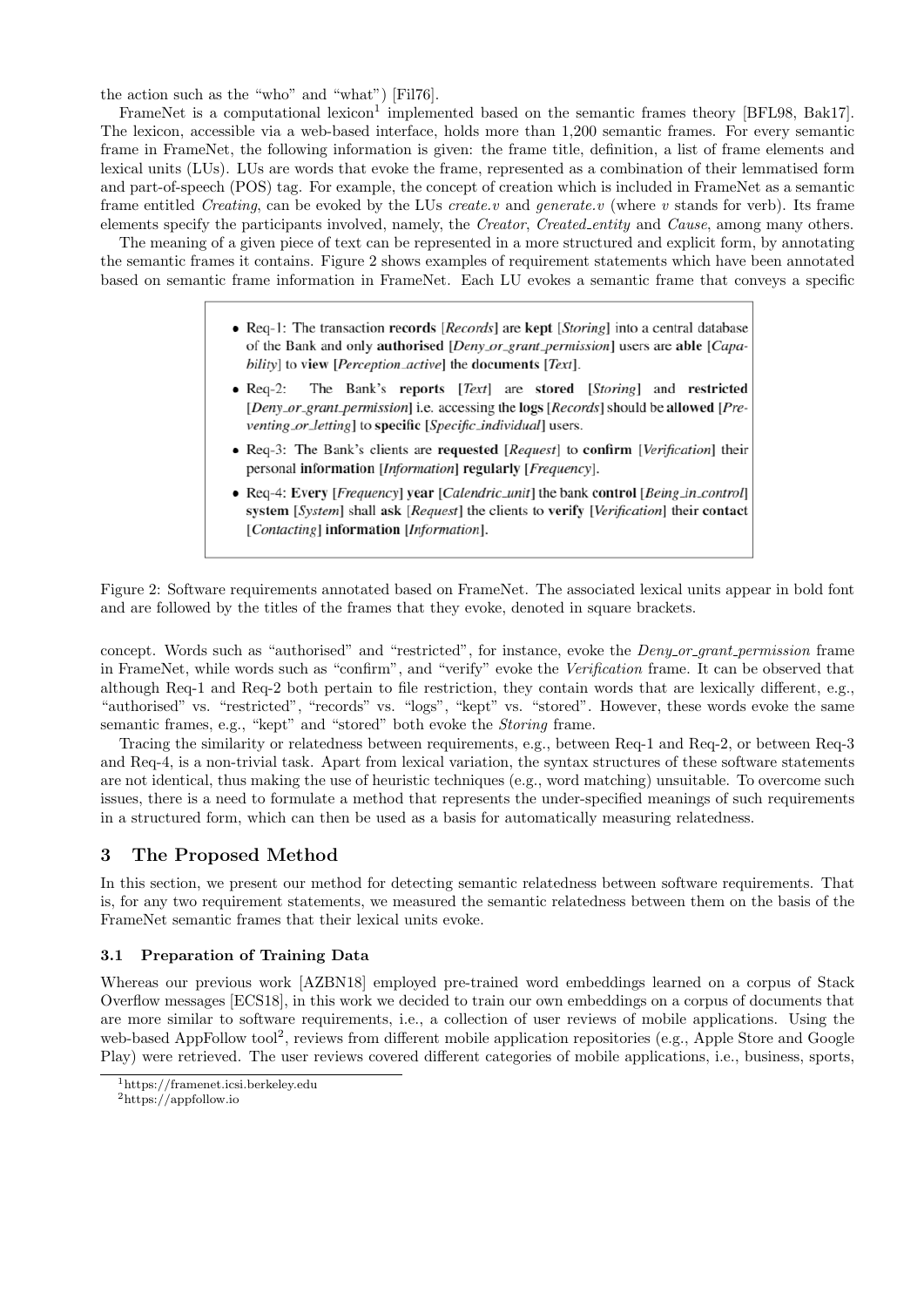the action such as the "who" and "what") [Fil76].

FrameNet is a computational lexicon[1] implemented based on the semantic frames theory [BFL98, Bak17]. The lexicon, accessible via a web-based interface, holds more than 1,200 semantic frames. For every semantic frame in FrameNet, the following information is given: the frame title, definition, a list of frame elements and lexical units (LUs). LUs are words that evoke the frame, represented as a combination of their lemmatised form and part-of-speech (POS) tag. For example, the concept of creation which is included in FrameNet as a semantic frame entitled *Creating*, can be evoked by the LUs *create.v* and *generate.v* (where *v* stands for verb). Its frame elements specify the participants involved, namely, the *Creator*, *Created_entity* and *Cause*, among many others.

The meaning of a given piece of text can be represented in a more structured and explicit form, by annotating the semantic frames it contains. Figure 2 shows examples of requirement statements which have been annotated based on semantic frame information in FrameNet. Each LU evokes a semantic frame that conveys a specific

- Req-1: The transaction **records** [*Records*] are **kept** [*Storing*] into a central database of the Bank and only **authorised** [*Deny_or_grant_permission*] users are **able** [*Capability*] to **view** [*Perception_active*] the **documents** [*Text*].
- Req-2: The Bank's **reports** [*Text*] are **stored** [*Storing*] and **restricted** [*Deny_or_grant_permission*] i.e. accessing the **logs** [*Records*] should be **allowed** [*Preventing_or_letting*] to **specific** [*Specific_individual*] users.
- Req-3: The Bank's clients are **requested** [*Request*] to **confirm** [*Verification*] their personal **information** [*Information*] **regularly** [*Frequency*].
- Req-4: **Every** [*Frequency*] **year** [*Calendric_unit*] the bank **control** [*Being_in_control*] **system** [*System*] shall **ask** [*Request*] the clients to **verify** [*Verification*] their **contact** [*Contacting*] **information** [*Information*].

Figure 2: Software requirements annotated based on FrameNet. The associated lexical units appear in bold font and are followed by the titles of the frames that they evoke, denoted in square brackets.

concept. Words such as "authorised" and "restricted", for instance, evoke the *Deny_or_grant_permission* frame in FrameNet, while words such as "confirm", and "verify" evoke the *Verification* frame. It can be observed that although Req-1 and Req-2 both pertain to file restriction, they contain words that are lexically different, e.g., "authorised" vs. "restricted", "records" vs. "logs", "kept" vs. "stored". However, these words evoke the same semantic frames, e.g., "kept" and "stored" both evoke the *Storing* frame.

Tracing the similarity or relatedness between requirements, e.g., between Req-1 and Req-2, or between Req-3 and Req-4, is a non-trivial task. Apart from lexical variation, the syntax structures of these software statements are not identical, thus making the use of heuristic techniques (e.g., word matching) unsuitable. To overcome such issues, there is a need to formulate a method that represents the under-specified meanings of such requirements in a structured form, which can then be used as a basis for automatically measuring relatedness.

## 3 The Proposed Method

In this section, we present our method for detecting semantic relatedness between software requirements. That is, for any two requirement statements, we measured the semantic relatedness between them on the basis of the FrameNet semantic frames that their lexical units evoke.

### 3.1 Preparation of Training Data

Whereas our previous work [AZBN18] employed pre-trained word embeddings learned on a corpus of Stack Overflow messages [ECS18], in this work we decided to train our own embeddings on a corpus of documents that are more similar to software requirements, i.e., a collection of user reviews of mobile applications. Using the web-based AppFollow tool[2], reviews from different mobile application repositories (e.g., Apple Store and Google Play) were retrieved. The user reviews covered different categories of mobile applications, i.e., business, sports,

[1] https://framenet.icsi.berkeley.edu

[2] https://appfollow.io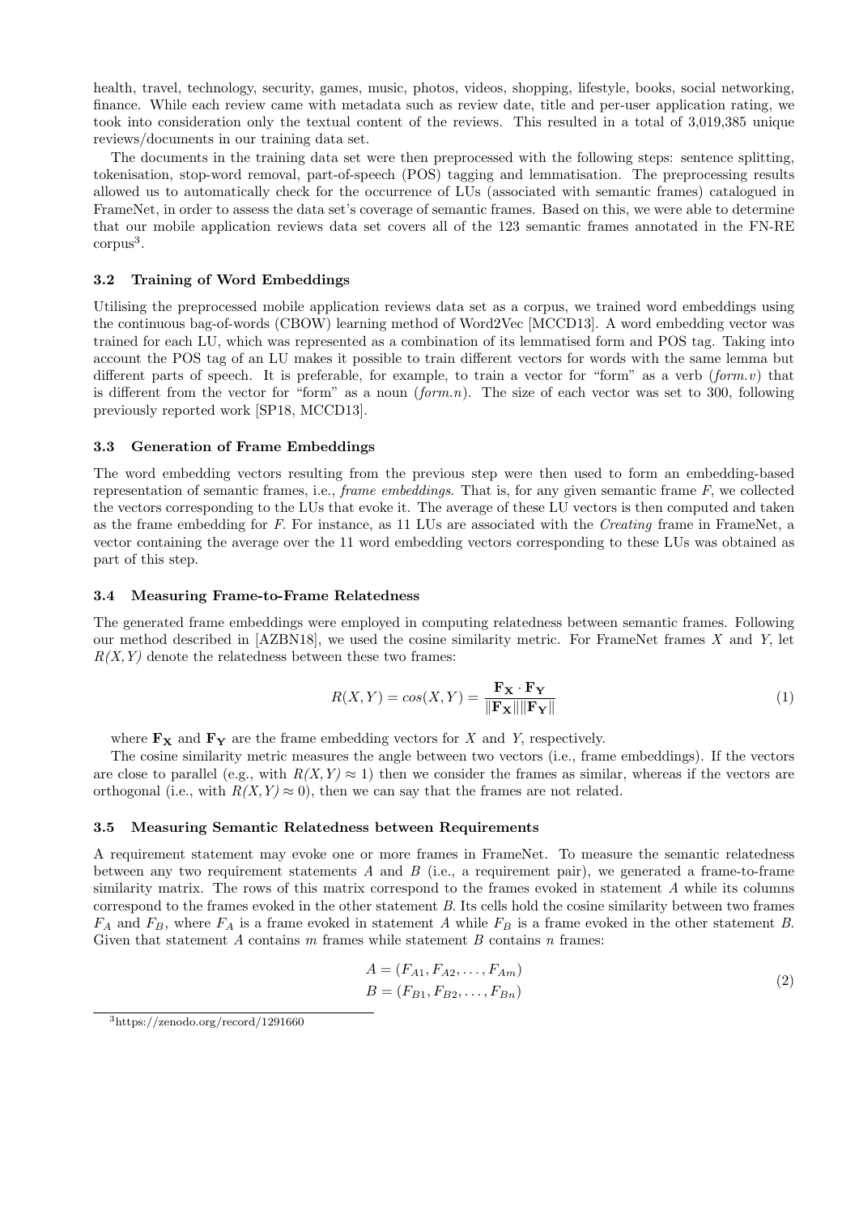health, travel, technology, security, games, music, photos, videos, shopping, lifestyle, books, social networking, finance. While each review came with metadata such as review date, title and per-user application rating, we took into consideration only the textual content of the reviews. This resulted in a total of 3,019,385 unique reviews/documents in our training data set.

The documents in the training data set were then preprocessed with the following steps: sentence splitting, tokenisation, stop-word removal, part-of-speech (POS) tagging and lemmatisation. The preprocessing results allowed us to automatically check for the occurrence of LUs (associated with semantic frames) catalogued in FrameNet, in order to assess the data set's coverage of semantic frames. Based on this, we were able to determine that our mobile application reviews data set covers all of the 123 semantic frames annotated in the FN-RE corpus[3].

### 3.2 Training of Word Embeddings

Utilising the preprocessed mobile application reviews data set as a corpus, we trained word embeddings using the continuous bag-of-words (CBOW) learning method of Word2Vec [MCCD13]. A word embedding vector was trained for each LU, which was represented as a combination of its lemmatised form and POS tag. Taking into account the POS tag of an LU makes it possible to train different vectors for words with the same lemma but different parts of speech. It is preferable, for example, to train a vector for "form" as a verb (*form.v*) that is different from the vector for "form" as a noun (*form.n*). The size of each vector was set to 300, following previously reported work [SP18, MCCD13].

### 3.3 Generation of Frame Embeddings

The word embedding vectors resulting from the previous step were then used to form an embedding-based representation of semantic frames, i.e., *frame embeddings*. That is, for any given semantic frame $F$, we collected the vectors corresponding to the LUs that evoke it. The average of these LU vectors is then computed and taken as the frame embedding for $F$. For instance, as 11 LUs are associated with the *Creating* frame in FrameNet, a vector containing the average over the 11 word embedding vectors corresponding to these LUs was obtained as part of this step.

### 3.4 Measuring Frame-to-Frame Relatedness

The generated frame embeddings were employed in computing relatedness between semantic frames. Following our method described in [AZBN18], we used the cosine similarity metric. For FrameNet frames $X$ and $Y$, let $R(X,Y)$ denote the relatedness between these two frames:

$$R(X,Y) = cos(X,Y) = \frac{\mathbf{F_X} \cdot \mathbf{F_Y}}{\|\mathbf{F_X}\| \|\mathbf{F_Y}\|} \tag{1}$$

where $\mathbf{F_X}$ and $\mathbf{F_Y}$ are the frame embedding vectors for $X$ and $Y$, respectively.

The cosine similarity metric measures the angle between two vectors (i.e., frame embeddings). If the vectors are close to parallel (e.g., with $R(X,Y) \approx 1$) then we consider the frames as similar, whereas if the vectors are orthogonal (i.e., with $R(X,Y) \approx 0$), then we can say that the frames are not related.

### 3.5 Measuring Semantic Relatedness between Requirements

A requirement statement may evoke one or more frames in FrameNet. To measure the semantic relatedness between any two requirement statements $A$ and $B$ (i.e., a requirement pair), we generated a frame-to-frame similarity matrix. The rows of this matrix correspond to the frames evoked in statement $A$ while its columns correspond to the frames evoked in the other statement $B$. Its cells hold the cosine similarity between two frames $F_A$ and $F_B$, where $F_A$ is a frame evoked in statement $A$ while $F_B$ is a frame evoked in the other statement $B$. Given that statement $A$ contains $m$ frames while statement $B$ contains $n$ frames:

$$\begin{aligned} A &= (F_{A1}, F_{A2}, \ldots, F_{Am}) \\ B &= (F_{B1}, F_{B2}, \ldots, F_{Bn}) \end{aligned} \tag{2}$$

[3] https://zenodo.org/record/1291660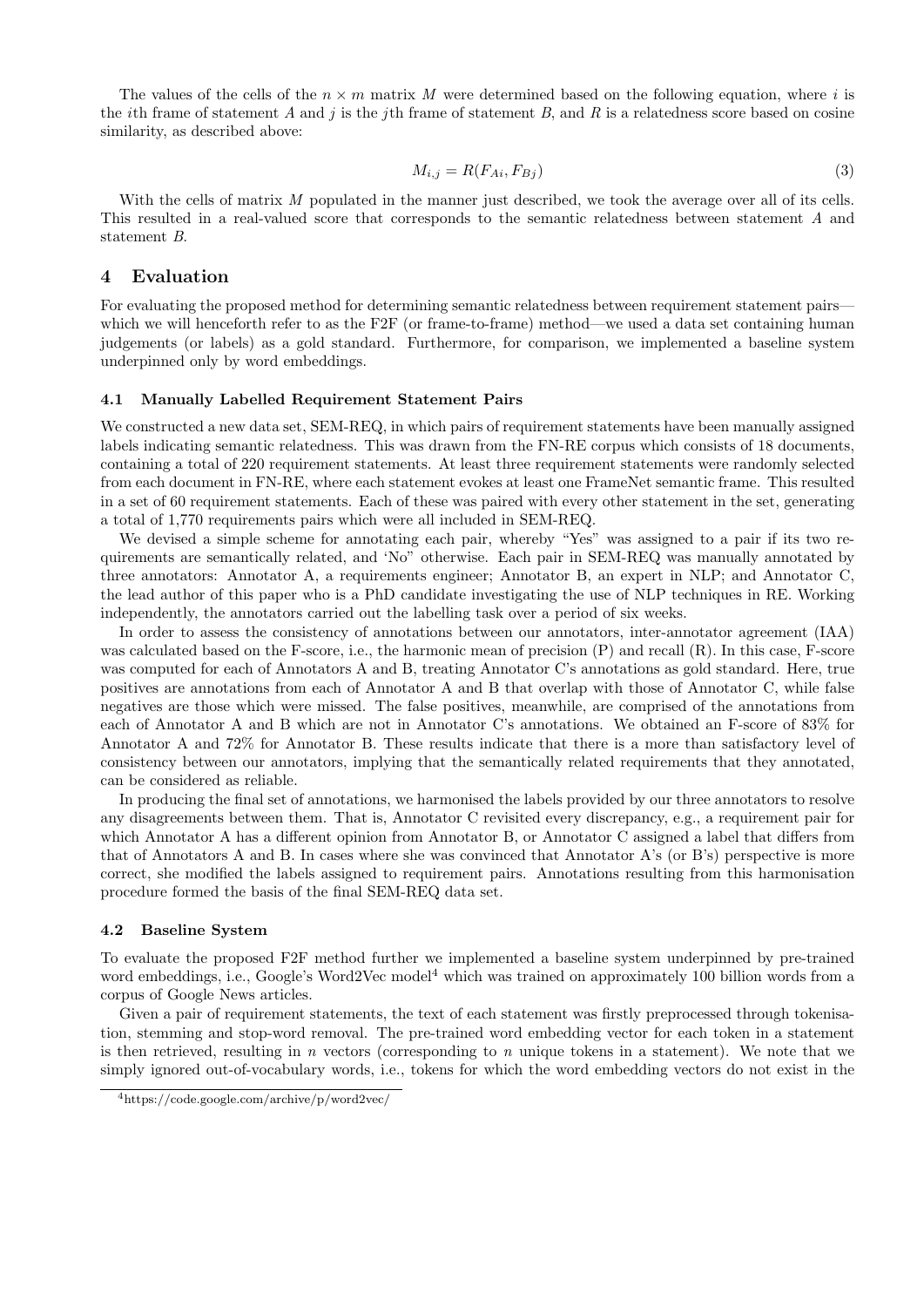The values of the cells of the $n \times m$ matrix $M$ were determined based on the following equation, where $i$ is the $i$th frame of statement $A$ and $j$ is the $j$th frame of statement $B$, and $R$ is a relatedness score based on cosine similarity, as described above:

$$M_{i,j} = R(F_{Ai}, F_{Bj}) \tag{3}$$

With the cells of matrix $M$ populated in the manner just described, we took the average over all of its cells. This resulted in a real-valued score that corresponds to the semantic relatedness between statement $A$ and statement $B$.

## 4 Evaluation

For evaluating the proposed method for determining semantic relatedness between requirement statement pairs—which we will henceforth refer to as the F2F (or frame-to-frame) method—we used a data set containing human judgements (or labels) as a gold standard. Furthermore, for comparison, we implemented a baseline system underpinned only by word embeddings.

### 4.1 Manually Labelled Requirement Statement Pairs

We constructed a new data set, SEM-REQ, in which pairs of requirement statements have been manually assigned labels indicating semantic relatedness. This was drawn from the FN-RE corpus which consists of 18 documents, containing a total of 220 requirement statements. At least three requirement statements were randomly selected from each document in FN-RE, where each statement evokes at least one FrameNet semantic frame. This resulted in a set of 60 requirement statements. Each of these was paired with every other statement in the set, generating a total of 1,770 requirements pairs which were all included in SEM-REQ.

We devised a simple scheme for annotating each pair, whereby "Yes" was assigned to a pair if its two requirements are semantically related, and 'No" otherwise. Each pair in SEM-REQ was manually annotated by three annotators: Annotator A, a requirements engineer; Annotator B, an expert in NLP; and Annotator C, the lead author of this paper who is a PhD candidate investigating the use of NLP techniques in RE. Working independently, the annotators carried out the labelling task over a period of six weeks.

In order to assess the consistency of annotations between our annotators, inter-annotator agreement (IAA) was calculated based on the F-score, i.e., the harmonic mean of precision (P) and recall (R). In this case, F-score was computed for each of Annotators A and B, treating Annotator C's annotations as gold standard. Here, true positives are annotations from each of Annotator A and B that overlap with those of Annotator C, while false negatives are those which were missed. The false positives, meanwhile, are comprised of the annotations from each of Annotator A and B which are not in Annotator C's annotations. We obtained an F-score of 83% for Annotator A and 72% for Annotator B. These results indicate that there is a more than satisfactory level of consistency between our annotators, implying that the semantically related requirements that they annotated, can be considered as reliable.

In producing the final set of annotations, we harmonised the labels provided by our three annotators to resolve any disagreements between them. That is, Annotator C revisited every discrepancy, e.g., a requirement pair for which Annotator A has a different opinion from Annotator B, or Annotator C assigned a label that differs from that of Annotators A and B. In cases where she was convinced that Annotator A's (or B's) perspective is more correct, she modified the labels assigned to requirement pairs. Annotations resulting from this harmonisation procedure formed the basis of the final SEM-REQ data set.

### 4.2 Baseline System

To evaluate the proposed F2F method further we implemented a baseline system underpinned by pre-trained word embeddings, i.e., Google's Word2Vec model[4] which was trained on approximately 100 billion words from a corpus of Google News articles.

Given a pair of requirement statements, the text of each statement was firstly preprocessed through tokenisation, stemming and stop-word removal. The pre-trained word embedding vector for each token in a statement is then retrieved, resulting in $n$ vectors (corresponding to $n$ unique tokens in a statement). We note that we simply ignored out-of-vocabulary words, i.e., tokens for which the word embedding vectors do not exist in the

[4] https://code.google.com/archive/p/word2vec/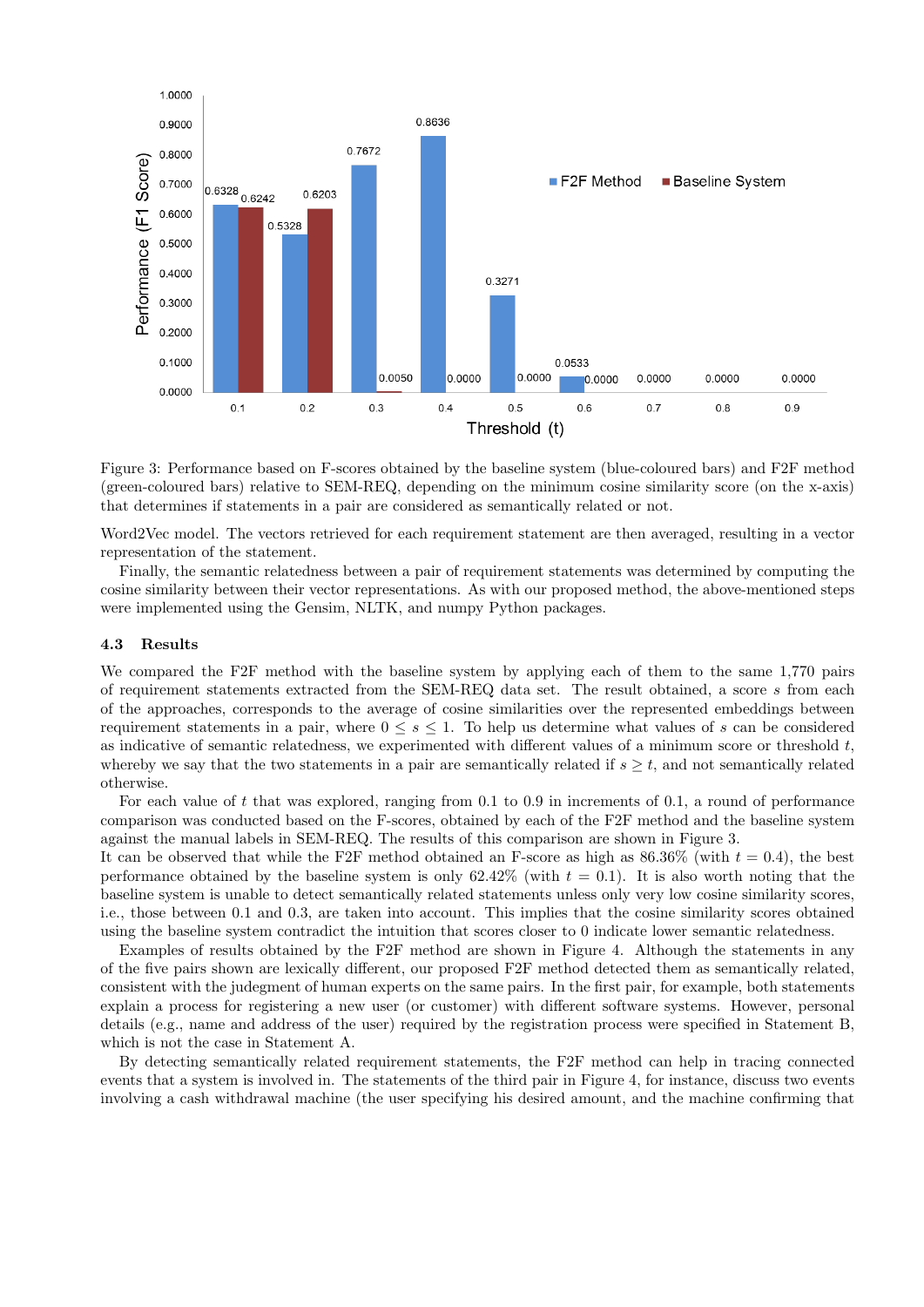Figure 3: Performance based on F-scores obtained by the baseline system (blue-coloured bars) and F2F method (green-coloured bars) relative to SEM-REQ, depending on the minimum cosine similarity score (on the x-axis) that determines if statements in a pair are considered as semantically related or not.

Word2Vec model. The vectors retrieved for each requirement statement are then averaged, resulting in a vector representation of the statement.

Finally, the semantic relatedness between a pair of requirement statements was determined by computing the cosine similarity between their vector representations. As with our proposed method, the above-mentioned steps were implemented using the Gensim, NLTK, and numpy Python packages.

### 4.3 Results

We compared the F2F method with the baseline system by applying each of them to the same 1,770 pairs of requirement statements extracted from the SEM-REQ data set. The result obtained, a score $s$ from each of the approaches, corresponds to the average of cosine similarities over the represented embeddings between requirement statements in a pair, where $0 \leq s \leq 1$. To help us determine what values of $s$ can be considered as indicative of semantic relatedness, we experimented with different values of a minimum score or threshold $t$, whereby we say that the two statements in a pair are semantically related if $s \geq t$, and not semantically related otherwise.

For each value of $t$ that was explored, ranging from 0.1 to 0.9 in increments of 0.1, a round of performance comparison was conducted based on the F-scores, obtained by each of the F2F method and the baseline system against the manual labels in SEM-REQ. The results of this comparison are shown in Figure 3.
It can be observed that while the F2F method obtained an F-score as high as 86.36% (with $t = 0.4$), the best performance obtained by the baseline system is only 62.42% (with $t = 0.1$). It is also worth noting that the baseline system is unable to detect semantically related statements unless only very low cosine similarity scores, i.e., those between 0.1 and 0.3, are taken into account. This implies that the cosine similarity scores obtained using the baseline system contradict the intuition that scores closer to 0 indicate lower semantic relatedness.

Examples of results obtained by the F2F method are shown in Figure 4. Although the statements in any of the five pairs shown are lexically different, our proposed F2F method detected them as semantically related, consistent with the judgement of human experts on the same pairs. In the first pair, for example, both statements explain a process for registering a new user (or customer) with different software systems. However, personal details (e.g., name and address of the user) required by the registration process were specified in Statement B, which is not the case in Statement A.

By detecting semantically related requirement statements, the F2F method can help in tracing connected events that a system is involved in. The statements of the third pair in Figure 4, for instance, discuss two events involving a cash withdrawal machine (the user specifying his desired amount, and the machine confirming that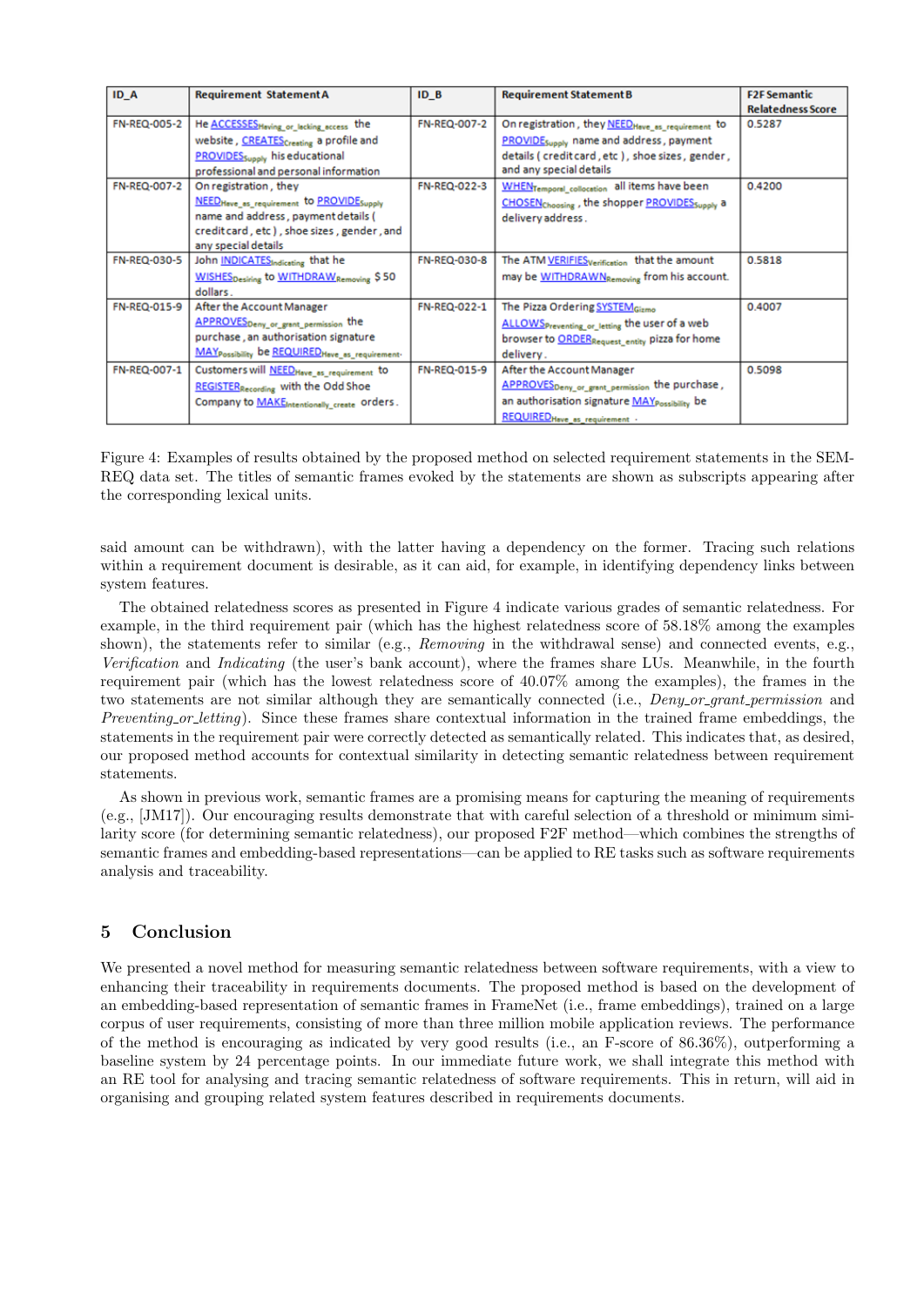| ID_A | Requirement Statement A | ID_B | Requirement Statement B | F2F Semantic Relatedness Score |
|---|---|---|---|---|
| FN-REQ-005-2 | He ACCESSES$_{Having\_or\_lacking\_access}$ the website , CREATES$_{Creating}$ a profile and PROVIDES$_{Supply}$ his educational professional and personal information | FN-REQ-007-2 | On registration , they NEED$_{Have\_as\_requirement}$ to PROVIDE$_{Supply}$ name and address , payment details ( credit card , etc ) , shoe sizes , gender , and any special details | 0.5287 |
| FN-REQ-007-2 | On registration , they NEED$_{Have\_as\_requirement}$ to PROVIDE$_{Supply}$ name and address , payment details ( credit card , etc ) , shoe sizes , gender , and any special details | FN-REQ-022-3 | WHEN$_{Temporal\_collocation}$ all items have been CHOSEN$_{Choosing}$ , the shopper PROVIDES$_{Supply}$ a delivery address . | 0.4200 |
| FN-REQ-030-5 | John INDICATES$_{Indicating}$ that he WISHES$_{Desiring}$ to WITHDRAW$_{Removing}$ $ 50 dollars . | FN-REQ-030-8 | The ATM VERIFIES$_{Verification}$ that the amount may be WITHDRAWN$_{Removing}$ from his account. | 0.5818 |
| FN-REQ-015-9 | After the Account Manager APPROVES$_{Deny\_or\_grant\_permission}$ the purchase , an authorisation signature MAY$_{Possibility}$ be REQUIRED$_{Have\_as\_requirement}$ . | FN-REQ-022-1 | The Pizza Ordering SYSTEM$_{Gizmo}$ ALLOWS$_{Preventing\_or\_letting}$ the user of a web browser to ORDER$_{Request\_entity}$ pizza for home delivery . | 0.4007 |
| FN-REQ-007-1 | Customers will NEED$_{Have\_as\_requirement}$ to REGISTER$_{Recording}$ with the Odd Shoe Company to MAKE$_{Intentionally\_create}$ orders . | FN-REQ-015-9 | After the Account Manager APPROVES$_{Deny\_or\_grant\_permission}$ the purchase , an authorisation signature MAY$_{Possibility}$ be REQUIRED$_{Have\_as\_requirement}$ . | 0.5098 |

Figure 4: Examples of results obtained by the proposed method on selected requirement statements in the SEM-REQ data set. The titles of semantic frames evoked by the statements are shown as subscripts appearing after the corresponding lexical units.

said amount can be withdrawn), with the latter having a dependency on the former. Tracing such relations within a requirement document is desirable, as it can aid, for example, in identifying dependency links between system features.

The obtained relatedness scores as presented in Figure 4 indicate various grades of semantic relatedness. For example, in the third requirement pair (which has the highest relatedness score of 58.18% among the examples shown), the statements refer to similar (e.g., *Removing* in the withdrawal sense) and connected events, e.g., *Verification* and *Indicating* (the user's bank account), where the frames share LUs. Meanwhile, in the fourth requirement pair (which has the lowest relatedness score of 40.07% among the examples), the frames in the two statements are not similar although they are semantically connected (i.e., *Deny_or_grant_permission* and *Preventing_or_letting*). Since these frames share contextual information in the trained frame embeddings, the statements in the requirement pair were correctly detected as semantically related. This indicates that, as desired, our proposed method accounts for contextual similarity in detecting semantic relatedness between requirement statements.

As shown in previous work, semantic frames are a promising means for capturing the meaning of requirements (e.g., [JM17]). Our encouraging results demonstrate that with careful selection of a threshold or minimum similarity score (for determining semantic relatedness), our proposed F2F method—which combines the strengths of semantic frames and embedding-based representations—can be applied to RE tasks such as software requirements analysis and traceability.

## 5 Conclusion

We presented a novel method for measuring semantic relatedness between software requirements, with a view to enhancing their traceability in requirements documents. The proposed method is based on the development of an embedding-based representation of semantic frames in FrameNet (i.e., frame embeddings), trained on a large corpus of user requirements, consisting of more than three million mobile application reviews. The performance of the method is encouraging as indicated by very good results (i.e., an F-score of 86.36%), outperforming a baseline system by 24 percentage points. In our immediate future work, we shall integrate this method with an RE tool for analysing and tracing semantic relatedness of software requirements. This in return, will aid in organising and grouping related system features described in requirements documents.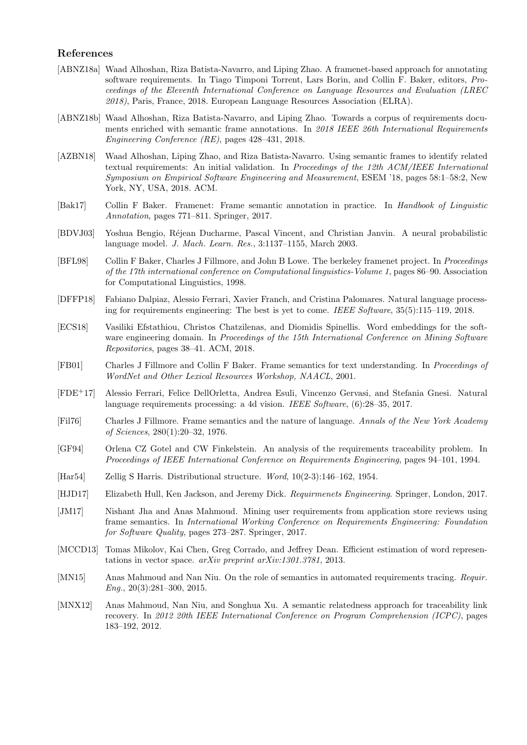## References

[ABNZ18a] Waad Alhoshan, Riza Batista-Navarro, and Liping Zhao. A framenet-based approach for annotating software requirements. In Tiago Timponi Torrent, Lars Borin, and Collin F. Baker, editors, *Proceedings of the Eleventh International Conference on Language Resources and Evaluation (LREC 2018)*, Paris, France, 2018. European Language Resources Association (ELRA).

[ABNZ18b] Waad Alhoshan, Riza Batista-Navarro, and Liping Zhao. Towards a corpus of requirements documents enriched with semantic frame annotations. In *2018 IEEE 26th International Requirements Engineering Conference (RE)*, pages 428–431, 2018.

[AZBN18] Waad Alhoshan, Liping Zhao, and Riza Batista-Navarro. Using semantic frames to identify related textual requirements: An initial validation. In *Proceedings of the 12th ACM/IEEE International Symposium on Empirical Software Engineering and Measurement*, ESEM '18, pages 58:1–58:2, New York, NY, USA, 2018. ACM.

[Bak17] Collin F Baker. Framenet: Frame semantic annotation in practice. In *Handbook of Linguistic Annotation*, pages 771–811. Springer, 2017.

[BDVJ03] Yoshua Bengio, Réjean Ducharme, Pascal Vincent, and Christian Janvin. A neural probabilistic language model. *J. Mach. Learn. Res.*, 3:1137–1155, March 2003.

[BFL98] Collin F Baker, Charles J Fillmore, and John B Lowe. The berkeley framenet project. In *Proceedings of the 17th international conference on Computational linguistics-Volume 1*, pages 86–90. Association for Computational Linguistics, 1998.

[DFFP18] Fabiano Dalpiaz, Alessio Ferrari, Xavier Franch, and Cristina Palomares. Natural language processing for requirements engineering: The best is yet to come. *IEEE Software*, 35(5):115–119, 2018.

[ECS18] Vasiliki Efstathiou, Christos Chatzilenas, and Diomidis Spinellis. Word embeddings for the software engineering domain. In *Proceedings of the 15th International Conference on Mining Software Repositories*, pages 38–41. ACM, 2018.

[FB01] Charles J Fillmore and Collin F Baker. Frame semantics for text understanding. In *Proceedings of WordNet and Other Lexical Resources Workshop, NAACL*, 2001.

[FDE+17] Alessio Ferrari, Felice DellOrletta, Andrea Esuli, Vincenzo Gervasi, and Stefania Gnesi. Natural language requirements processing: a 4d vision. *IEEE Software*, (6):28–35, 2017.

[Fil76] Charles J Fillmore. Frame semantics and the nature of language. *Annals of the New York Academy of Sciences*, 280(1):20–32, 1976.

[GF94] Orlena CZ Gotel and CW Finkelstein. An analysis of the requirements traceability problem. In *Proceedings of IEEE International Conference on Requirements Engineering*, pages 94–101, 1994.

[Har54] Zellig S Harris. Distributional structure. *Word*, 10(2-3):146–162, 1954.

[HJD17] Elizabeth Hull, Ken Jackson, and Jeremy Dick. *Requirmenets Engineering*. Springer, London, 2017.

[JM17] Nishant Jha and Anas Mahmoud. Mining user requirements from application store reviews using frame semantics. In *International Working Conference on Requirements Engineering: Foundation for Software Quality*, pages 273–287. Springer, 2017.

[MCCD13] Tomas Mikolov, Kai Chen, Greg Corrado, and Jeffrey Dean. Efficient estimation of word representations in vector space. *arXiv preprint arXiv:1301.3781*, 2013.

[MN15] Anas Mahmoud and Nan Niu. On the role of semantics in automated requirements tracing. *Requir. Eng.*, 20(3):281–300, 2015.

[MNX12] Anas Mahmoud, Nan Niu, and Songhua Xu. A semantic relatedness approach for traceability link recovery. In *2012 20th IEEE International Conference on Program Comprehension (ICPC)*, pages 183–192, 2012.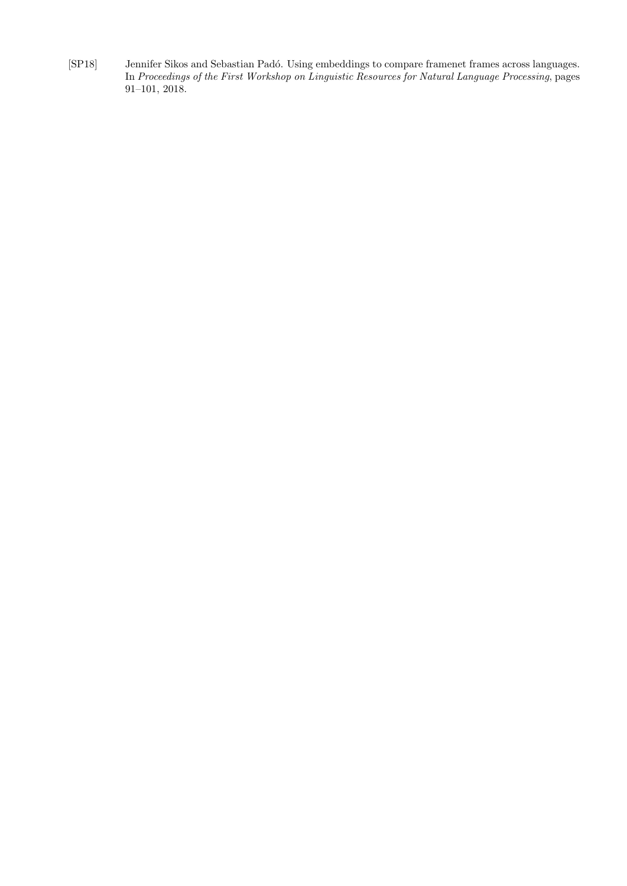[SP18] Jennifer Sikos and Sebastian Padó. Using embeddings to compare framenet frames across languages. In *Proceedings of the First Workshop on Linguistic Resources for Natural Language Processing*, pages 91–101, 2018.